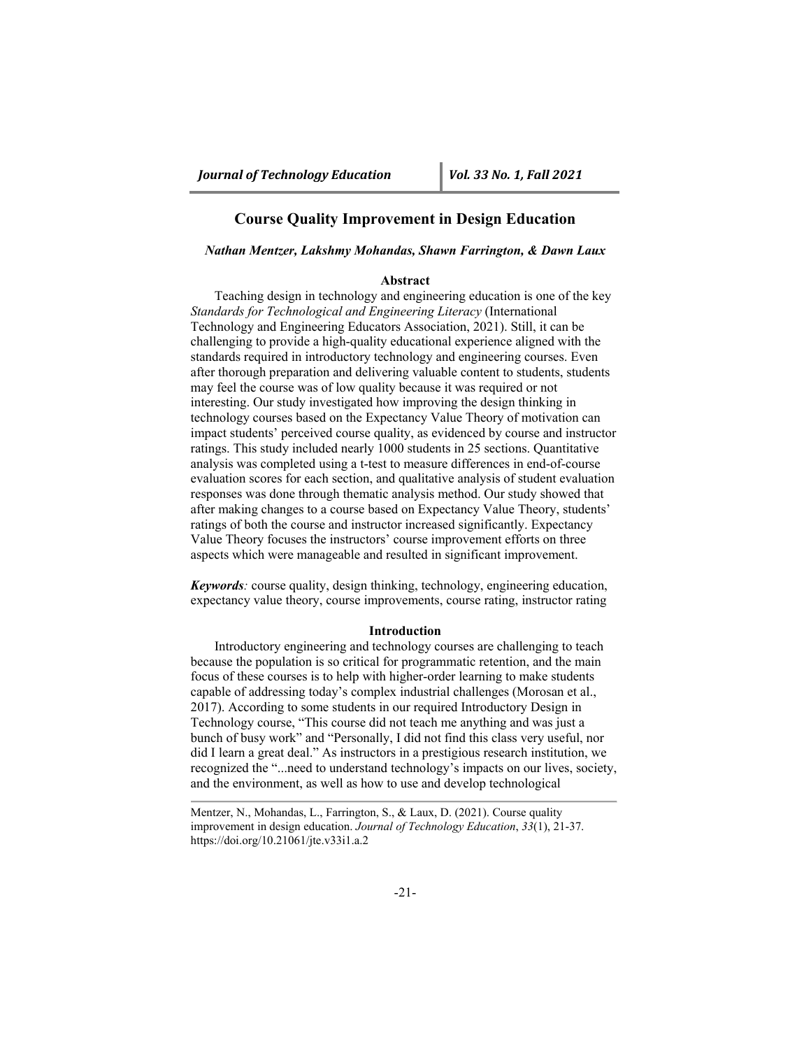# Course Quality Improvement in Design Education

*Nathan Mentzer, Lakshmy Mohandas, Shawn Farrington, & Dawn Laux*

## Abstract

Teaching design in technology and engineering education is one of the key *Standards for Technological and Engineering Literacy* (International Technology and Engineering Educators Association, 2021). Still, it can be challenging to provide a high-quality educational experience aligned with the standards required in introductory technology and engineering courses. Even after thorough preparation and delivering valuable content to students, students may feel the course was of low quality because it was required or not interesting. Our study investigated how improving the design thinking in technology courses based on the Expectancy Value Theory of motivation can impact students' perceived course quality, as evidenced by course and instructor ratings. This study included nearly 1000 students in 25 sections. Quantitative analysis was completed using a t-test to measure differences in end-of-course evaluation scores for each section, and qualitative analysis of student evaluation responses was done through thematic analysis method. Our study showed that after making changes to a course based on Expectancy Value Theory, students' ratings of both the course and instructor increased significantly. Expectancy Value Theory focuses the instructors' course improvement efforts on three aspects which were manageable and resulted in significant improvement.

***Keywords**:* course quality, design thinking, technology, engineering education, expectancy value theory, course improvements, course rating, instructor rating

## Introduction

Introductory engineering and technology courses are challenging to teach because the population is so critical for programmatic retention, and the main focus of these courses is to help with higher-order learning to make students capable of addressing today's complex industrial challenges (Morosan et al., 2017). According to some students in our required Introductory Design in Technology course, "This course did not teach me anything and was just a bunch of busy work" and "Personally, I did not find this class very useful, nor did I learn a great deal." As instructors in a prestigious research institution, we recognized the "...need to understand technology's impacts on our lives, society, and the environment, as well as how to use and develop technological

---

Mentzer, N., Mohandas, L., Farrington, S., & Laux, D. (2021). Course quality improvement in design education. *Journal of Technology Education*, *33*(1), 21-37. https://doi.org/10.21061/jte.v33i1.a.2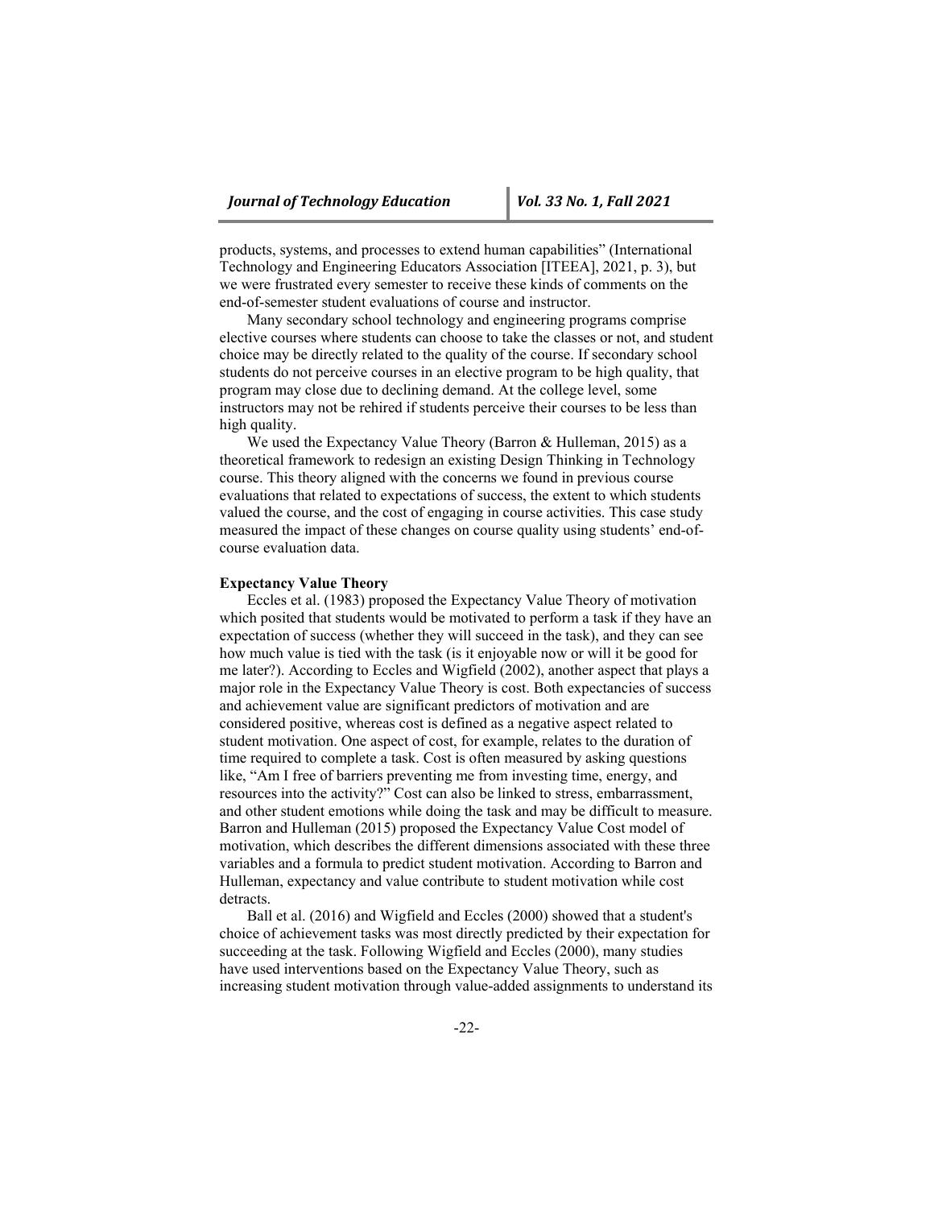products, systems, and processes to extend human capabilities" (International Technology and Engineering Educators Association [ITEEA], 2021, p. 3), but we were frustrated every semester to receive these kinds of comments on the end-of-semester student evaluations of course and instructor.

Many secondary school technology and engineering programs comprise elective courses where students can choose to take the classes or not, and student choice may be directly related to the quality of the course. If secondary school students do not perceive courses in an elective program to be high quality, that program may close due to declining demand. At the college level, some instructors may not be rehired if students perceive their courses to be less than high quality.

We used the Expectancy Value Theory (Barron & Hulleman, 2015) as a theoretical framework to redesign an existing Design Thinking in Technology course. This theory aligned with the concerns we found in previous course evaluations that related to expectations of success, the extent to which students valued the course, and the cost of engaging in course activities. This case study measured the impact of these changes on course quality using students' end-of-course evaluation data.

**Expectancy Value Theory**

Eccles et al. (1983) proposed the Expectancy Value Theory of motivation which posited that students would be motivated to perform a task if they have an expectation of success (whether they will succeed in the task), and they can see how much value is tied with the task (is it enjoyable now or will it be good for me later?). According to Eccles and Wigfield (2002), another aspect that plays a major role in the Expectancy Value Theory is cost. Both expectancies of success and achievement value are significant predictors of motivation and are considered positive, whereas cost is defined as a negative aspect related to student motivation. One aspect of cost, for example, relates to the duration of time required to complete a task. Cost is often measured by asking questions like, "Am I free of barriers preventing me from investing time, energy, and resources into the activity?" Cost can also be linked to stress, embarrassment, and other student emotions while doing the task and may be difficult to measure. Barron and Hulleman (2015) proposed the Expectancy Value Cost model of motivation, which describes the different dimensions associated with these three variables and a formula to predict student motivation. According to Barron and Hulleman, expectancy and value contribute to student motivation while cost detracts.

Ball et al. (2016) and Wigfield and Eccles (2000) showed that a student's choice of achievement tasks was most directly predicted by their expectation for succeeding at the task. Following Wigfield and Eccles (2000), many studies have used interventions based on the Expectancy Value Theory, such as increasing student motivation through value-added assignments to understand its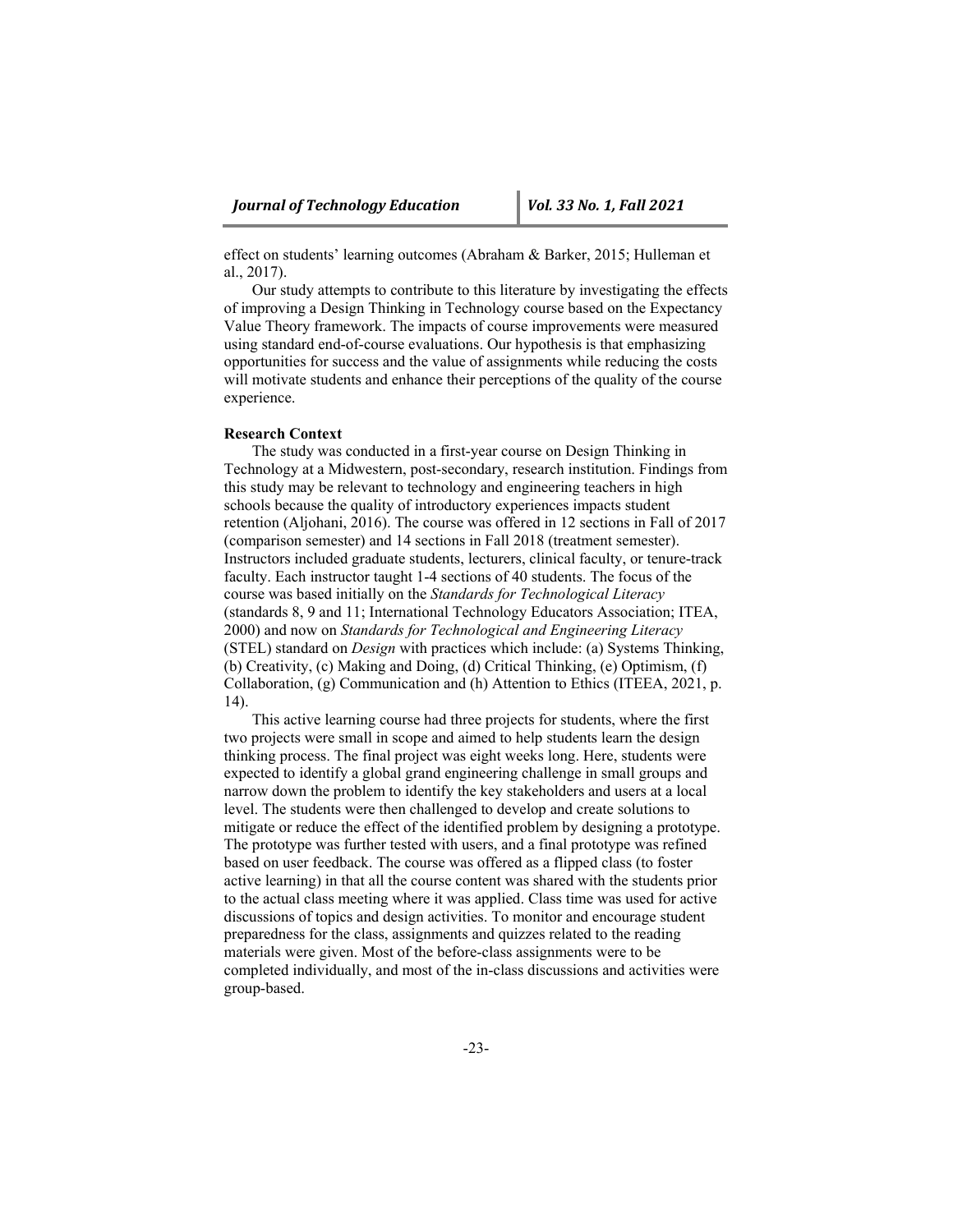effect on students' learning outcomes (Abraham & Barker, 2015; Hulleman et al., 2017).

Our study attempts to contribute to this literature by investigating the effects of improving a Design Thinking in Technology course based on the Expectancy Value Theory framework. The impacts of course improvements were measured using standard end-of-course evaluations. Our hypothesis is that emphasizing opportunities for success and the value of assignments while reducing the costs will motivate students and enhance their perceptions of the quality of the course experience.

**Research Context**

The study was conducted in a first-year course on Design Thinking in Technology at a Midwestern, post-secondary, research institution. Findings from this study may be relevant to technology and engineering teachers in high schools because the quality of introductory experiences impacts student retention (Aljohani, 2016). The course was offered in 12 sections in Fall of 2017 (comparison semester) and 14 sections in Fall 2018 (treatment semester). Instructors included graduate students, lecturers, clinical faculty, or tenure-track faculty. Each instructor taught 1-4 sections of 40 students. The focus of the course was based initially on the *Standards for Technological Literacy* (standards 8, 9 and 11; International Technology Educators Association; ITEA, 2000) and now on *Standards for Technological and Engineering Literacy* (STEL) standard on *Design* with practices which include: (a) Systems Thinking, (b) Creativity, (c) Making and Doing, (d) Critical Thinking, (e) Optimism, (f) Collaboration, (g) Communication and (h) Attention to Ethics (ITEEA, 2021, p. 14).

This active learning course had three projects for students, where the first two projects were small in scope and aimed to help students learn the design thinking process. The final project was eight weeks long. Here, students were expected to identify a global grand engineering challenge in small groups and narrow down the problem to identify the key stakeholders and users at a local level. The students were then challenged to develop and create solutions to mitigate or reduce the effect of the identified problem by designing a prototype. The prototype was further tested with users, and a final prototype was refined based on user feedback. The course was offered as a flipped class (to foster active learning) in that all the course content was shared with the students prior to the actual class meeting where it was applied. Class time was used for active discussions of topics and design activities. To monitor and encourage student preparedness for the class, assignments and quizzes related to the reading materials were given. Most of the before-class assignments were to be completed individually, and most of the in-class discussions and activities were group-based.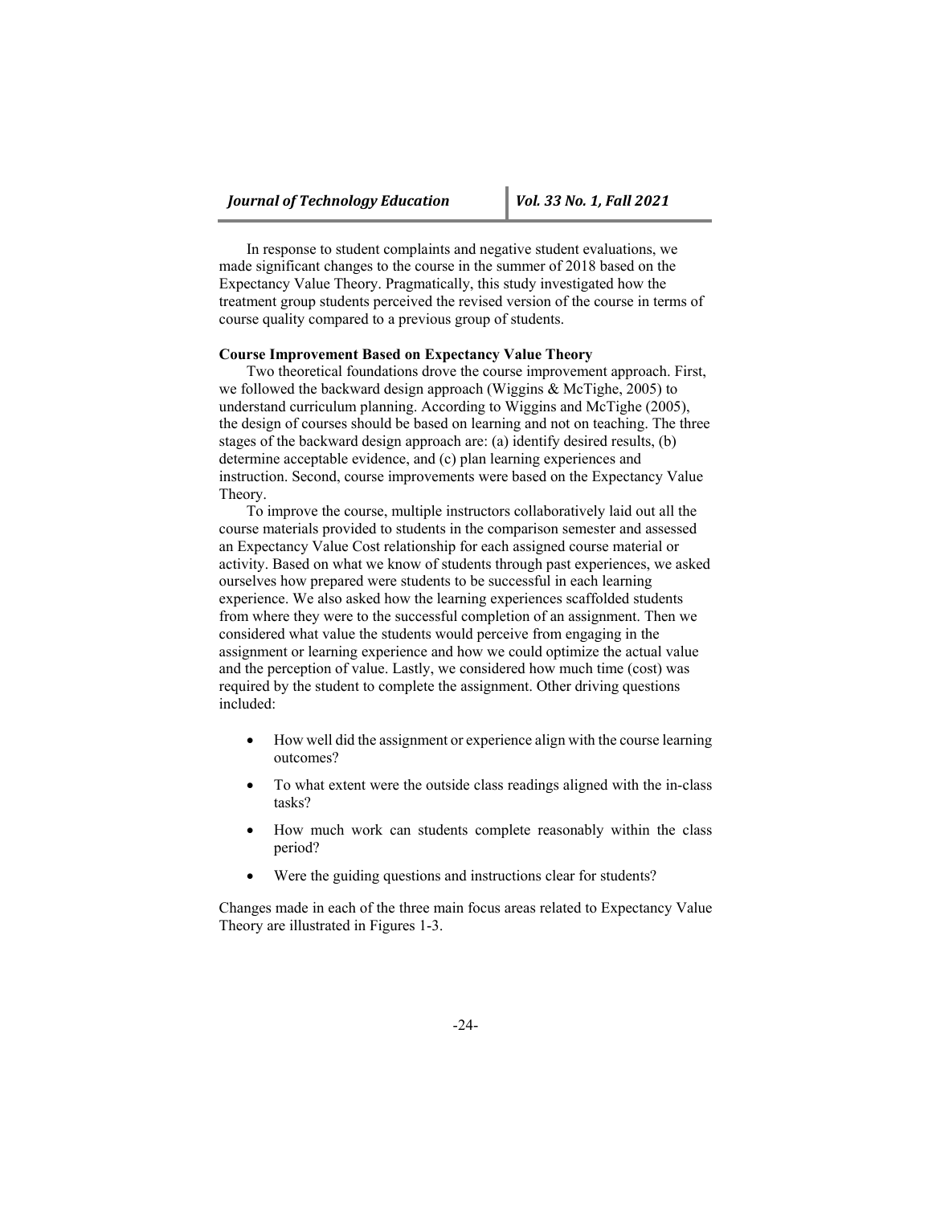In response to student complaints and negative student evaluations, we made significant changes to the course in the summer of 2018 based on the Expectancy Value Theory. Pragmatically, this study investigated how the treatment group students perceived the revised version of the course in terms of course quality compared to a previous group of students.

**Course Improvement Based on Expectancy Value Theory**

Two theoretical foundations drove the course improvement approach. First, we followed the backward design approach (Wiggins & McTighe, 2005) to understand curriculum planning. According to Wiggins and McTighe (2005), the design of courses should be based on learning and not on teaching. The three stages of the backward design approach are: (a) identify desired results, (b) determine acceptable evidence, and (c) plan learning experiences and instruction. Second, course improvements were based on the Expectancy Value Theory.

To improve the course, multiple instructors collaboratively laid out all the course materials provided to students in the comparison semester and assessed an Expectancy Value Cost relationship for each assigned course material or activity. Based on what we know of students through past experiences, we asked ourselves how prepared were students to be successful in each learning experience. We also asked how the learning experiences scaffolded students from where they were to the successful completion of an assignment. Then we considered what value the students would perceive from engaging in the assignment or learning experience and how we could optimize the actual value and the perception of value. Lastly, we considered how much time (cost) was required by the student to complete the assignment. Other driving questions included:

- How well did the assignment or experience align with the course learning outcomes?
- To what extent were the outside class readings aligned with the in-class tasks?
- How much work can students complete reasonably within the class period?
- Were the guiding questions and instructions clear for students?

Changes made in each of the three main focus areas related to Expectancy Value Theory are illustrated in Figures 1-3.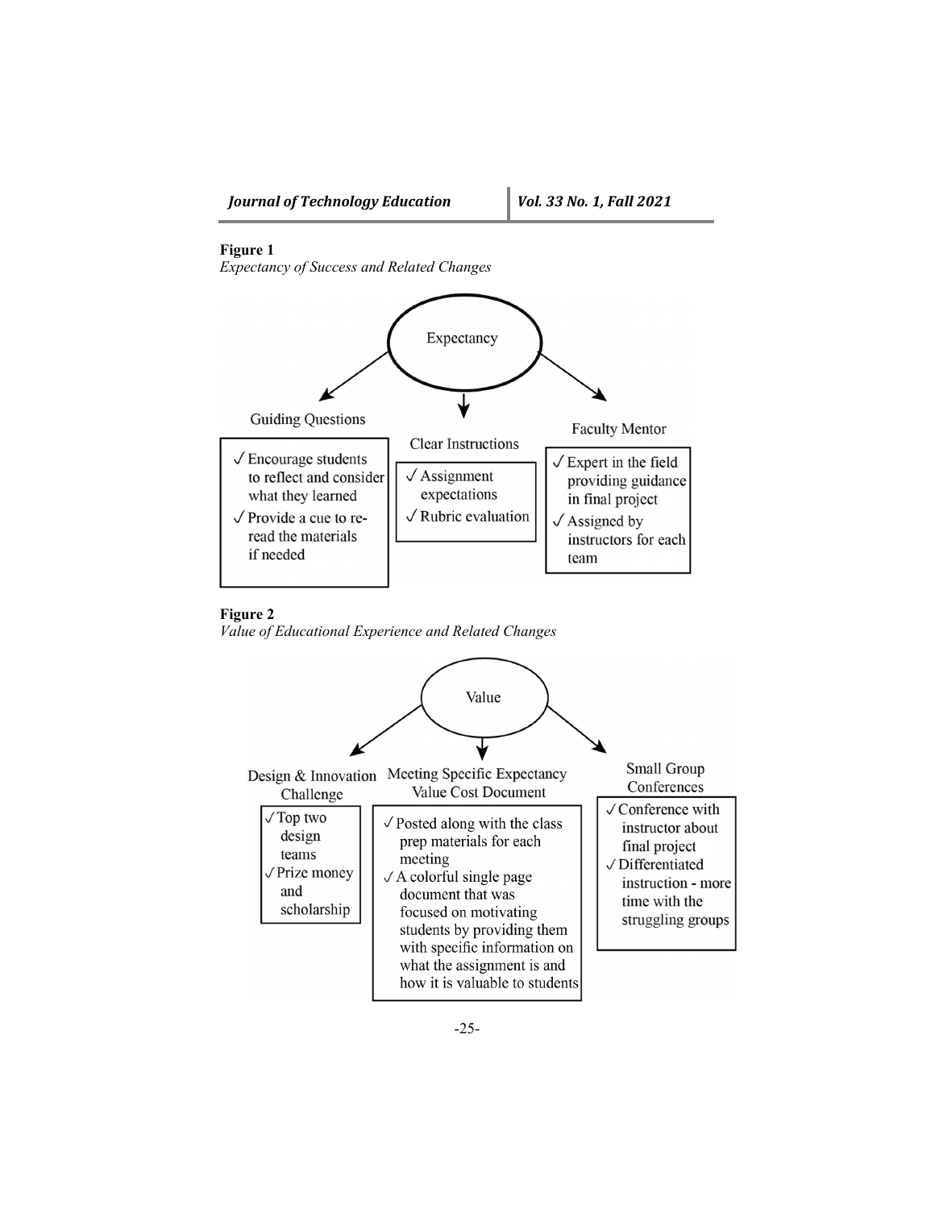**Figure 1**

*Expectancy of Success and Related Changes*

Expectancy

Guiding Questions
- ✓ Encourage students to reflect and consider what they learned
- ✓ Provide a cue to re-read the materials if needed

Clear Instructions
- ✓ Assignment expectations
- ✓ Rubric evaluation

Faculty Mentor
- ✓ Expert in the field providing guidance in final project
- ✓ Assigned by instructors for each team

**Figure 2**

*Value of Educational Experience and Related Changes*

Value

Design & Innovation Challenge
- ✓ Top two design teams
- ✓ Prize money and scholarship

Meeting Specific Expectancy Value Cost Document
- ✓ Posted along with the class prep materials for each meeting
- ✓ A colorful single page document that was focused on motivating students by providing them with specific information on what the assignment is and how it is valuable to students

Small Group Conferences
- ✓ Conference with instructor about final project
- ✓ Differentiated instruction - more time with the struggling groups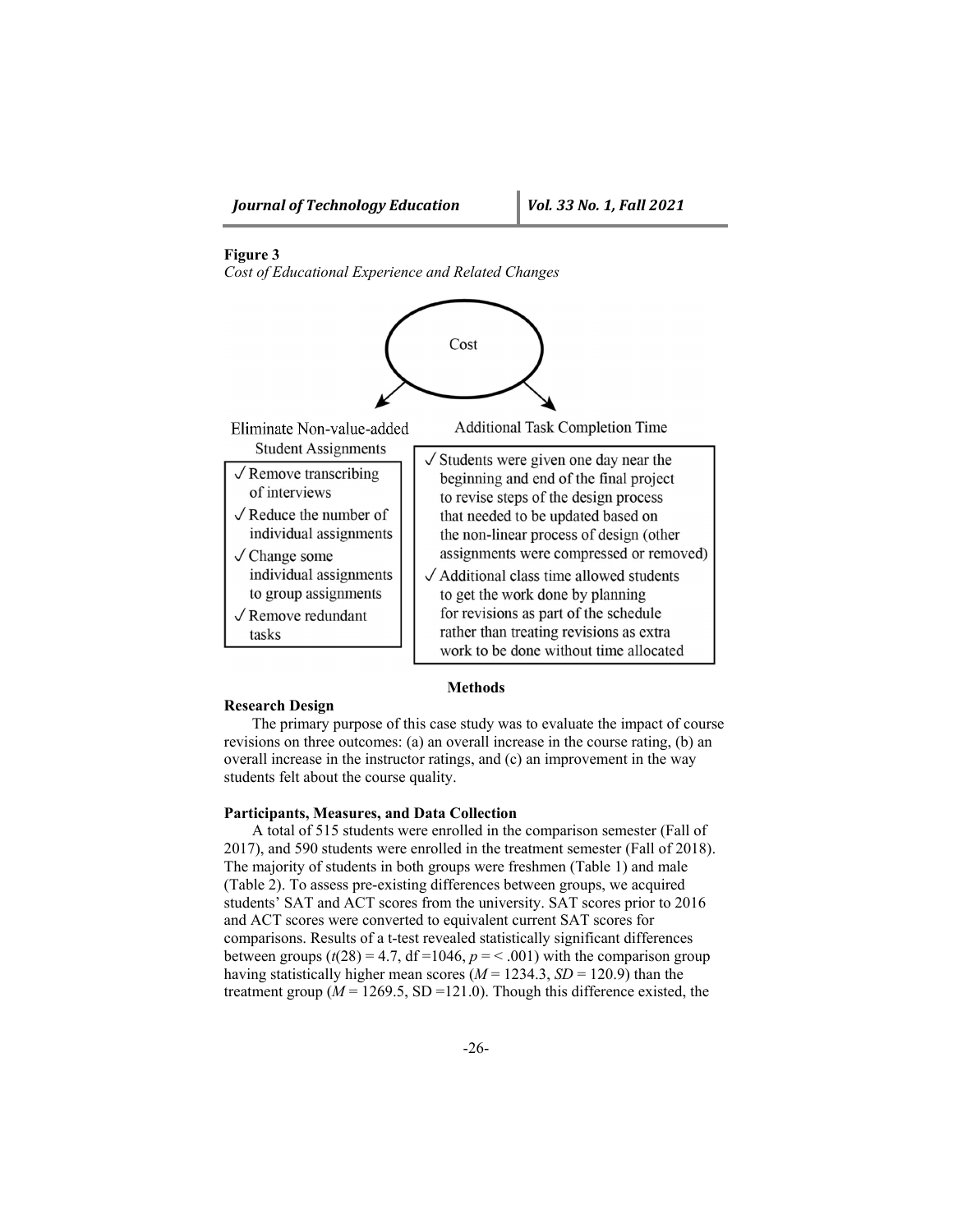**Figure 3**

*Cost of Educational Experience and Related Changes*

Cost

Eliminate Non-value-added Student Assignments

- ✓ Remove transcribing of interviews
- ✓ Reduce the number of individual assignments
- ✓ Change some individual assignments to group assignments
- ✓ Remove redundant tasks

Additional Task Completion Time

- ✓ Students were given one day near the beginning and end of the final project to revise steps of the design process that needed to be updated based on the non-linear process of design (other assignments were compressed or removed)
- ✓ Additional class time allowed students to get the work done by planning for revisions as part of the schedule rather than treating revisions as extra work to be done without time allocated

## Methods

### Research Design

The primary purpose of this case study was to evaluate the impact of course revisions on three outcomes: (a) an overall increase in the course rating, (b) an overall increase in the instructor ratings, and (c) an improvement in the way students felt about the course quality.

### Participants, Measures, and Data Collection

A total of 515 students were enrolled in the comparison semester (Fall of 2017), and 590 students were enrolled in the treatment semester (Fall of 2018). The majority of students in both groups were freshmen (Table 1) and male (Table 2). To assess pre-existing differences between groups, we acquired students' SAT and ACT scores from the university. SAT scores prior to 2016 and ACT scores were converted to equivalent current SAT scores for comparisons. Results of a t-test revealed statistically significant differences between groups ($t(28) = 4.7$, df =1046, $p = < .001$) with the comparison group having statistically higher mean scores ($M = 1234.3$, $SD = 120.9$) than the treatment group ($M = 1269.5$, SD =121.0). Though this difference existed, the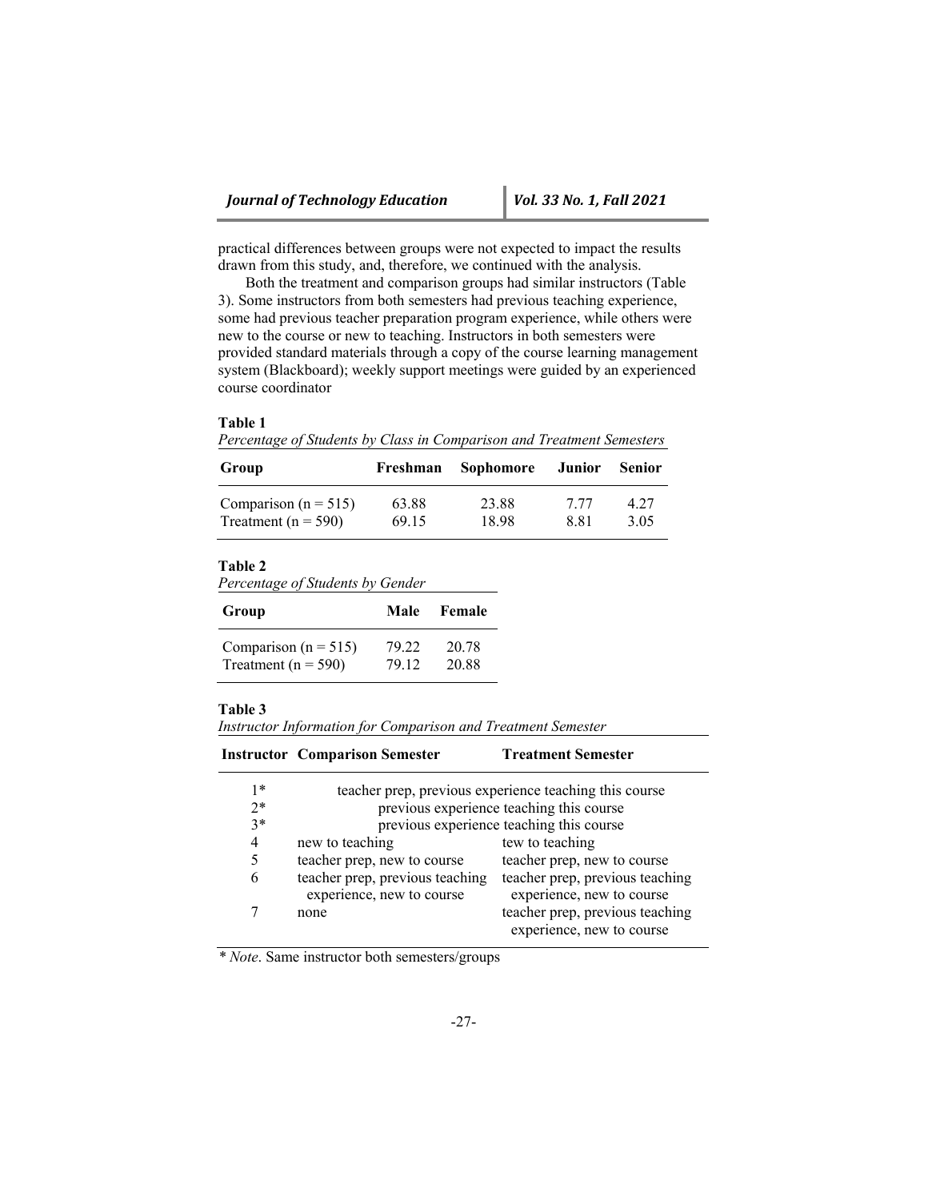practical differences between groups were not expected to impact the results drawn from this study, and, therefore, we continued with the analysis.

Both the treatment and comparison groups had similar instructors (Table 3). Some instructors from both semesters had previous teaching experience, some had previous teacher preparation program experience, while others were new to the course or new to teaching. Instructors in both semesters were provided standard materials through a copy of the course learning management system (Blackboard); weekly support meetings were guided by an experienced course coordinator

**Table 1**

*Percentage of Students by Class in Comparison and Treatment Semesters*

| Group | Freshman | Sophomore | Junior | Senior |
|---|---|---|---|---|
| Comparison (n = 515) | 63.88 | 23.88 | 7.77 | 4.27 |
| Treatment (n = 590) | 69.15 | 18.98 | 8.81 | 3.05 |

**Table 2**

*Percentage of Students by Gender*

| Group | Male | Female |
|---|---|---|
| Comparison (n = 515) | 79.22 | 20.78 |
| Treatment (n = 590) | 79.12 | 20.88 |

**Table 3**

*Instructor Information for Comparison and Treatment Semester*

| Instructor | Comparison Semester | Treatment Semester |
|---|---|---|
| 1* | teacher prep, previous experience teaching this course | |
| 2* | previous experience teaching this course | |
| 3* | previous experience teaching this course | |
| 4 | new to teaching | tew to teaching |
| 5 | teacher prep, new to course | teacher prep, new to course |
| 6 | teacher prep, previous teaching experience, new to course | teacher prep, previous teaching experience, new to course |
| 7 | none | teacher prep, previous teaching experience, new to course |

\* *Note*. Same instructor both semesters/groups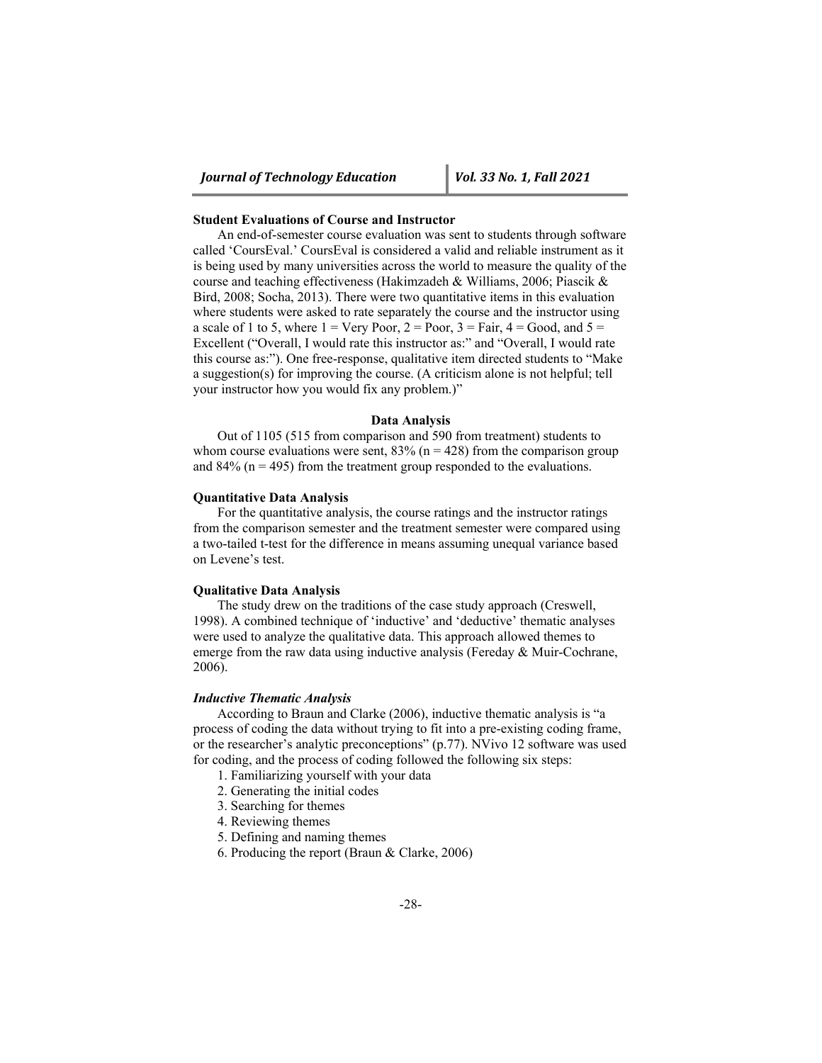### Student Evaluations of Course and Instructor

An end-of-semester course evaluation was sent to students through software called 'CoursEval.' CoursEval is considered a valid and reliable instrument as it is being used by many universities across the world to measure the quality of the course and teaching effectiveness (Hakimzadeh & Williams, 2006; Piascik & Bird, 2008; Socha, 2013). There were two quantitative items in this evaluation where students were asked to rate separately the course and the instructor using a scale of 1 to 5, where 1 = Very Poor, 2 = Poor, 3 = Fair, 4 = Good, and 5 = Excellent ("Overall, I would rate this instructor as:" and "Overall, I would rate this course as:"). One free-response, qualitative item directed students to "Make a suggestion(s) for improving the course. (A criticism alone is not helpful; tell your instructor how you would fix any problem.)"

## Data Analysis

Out of 1105 (515 from comparison and 590 from treatment) students to whom course evaluations were sent, 83% ($n = 428$) from the comparison group and 84% ($n = 495$) from the treatment group responded to the evaluations.

### Quantitative Data Analysis

For the quantitative analysis, the course ratings and the instructor ratings from the comparison semester and the treatment semester were compared using a two-tailed t-test for the difference in means assuming unequal variance based on Levene's test.

### Qualitative Data Analysis

The study drew on the traditions of the case study approach (Creswell, 1998). A combined technique of 'inductive' and 'deductive' thematic analyses were used to analyze the qualitative data. This approach allowed themes to emerge from the raw data using inductive analysis (Fereday & Muir-Cochrane, 2006).

#### *Inductive Thematic Analysis*

According to Braun and Clarke (2006), inductive thematic analysis is "a process of coding the data without trying to fit into a pre-existing coding frame, or the researcher's analytic preconceptions" (p.77). NVivo 12 software was used for coding, and the process of coding followed the following six steps:

1. Familiarizing yourself with your data
2. Generating the initial codes
3. Searching for themes
4. Reviewing themes
5. Defining and naming themes
6. Producing the report (Braun & Clarke, 2006)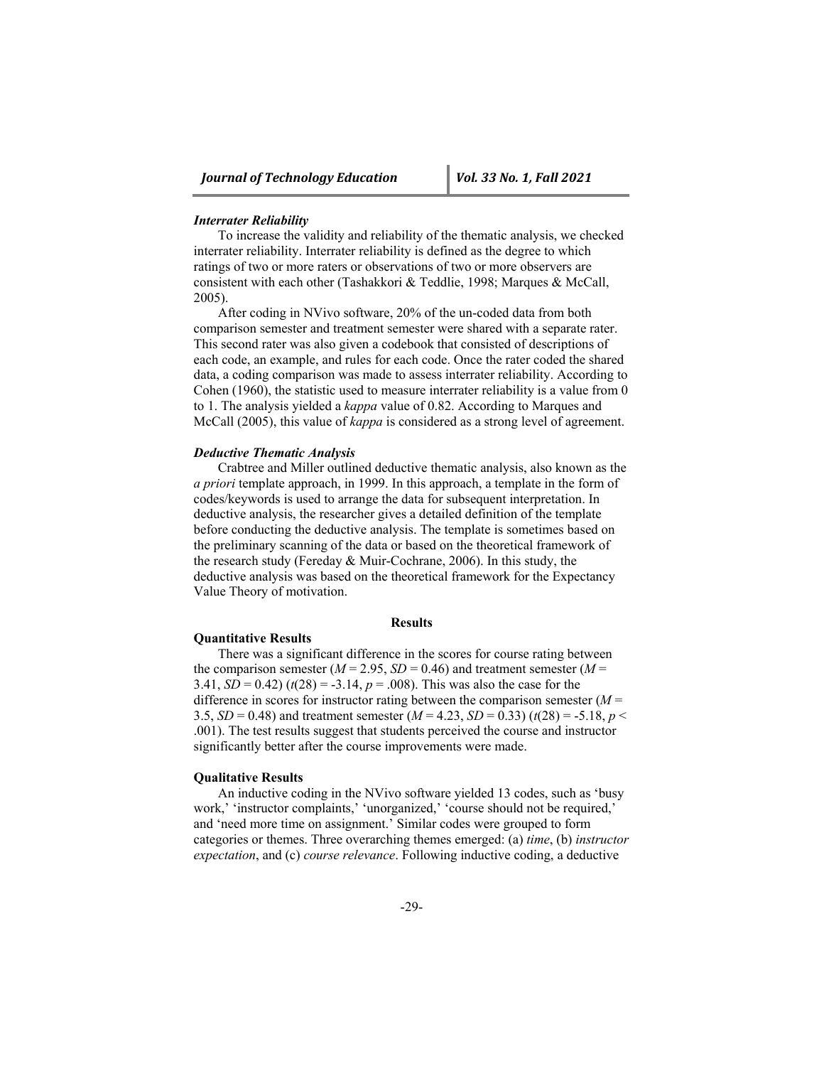### *Interrater Reliability*

To increase the validity and reliability of the thematic analysis, we checked interrater reliability. Interrater reliability is defined as the degree to which ratings of two or more raters or observations of two or more observers are consistent with each other (Tashakkori & Teddlie, 1998; Marques & McCall, 2005).

After coding in NVivo software, 20% of the un-coded data from both comparison semester and treatment semester were shared with a separate rater. This second rater was also given a codebook that consisted of descriptions of each code, an example, and rules for each code. Once the rater coded the shared data, a coding comparison was made to assess interrater reliability. According to Cohen (1960), the statistic used to measure interrater reliability is a value from 0 to 1. The analysis yielded a *kappa* value of 0.82. According to Marques and McCall (2005), this value of *kappa* is considered as a strong level of agreement.

### *Deductive Thematic Analysis*

Crabtree and Miller outlined deductive thematic analysis, also known as the *a priori* template approach, in 1999. In this approach, a template in the form of codes/keywords is used to arrange the data for subsequent interpretation. In deductive analysis, the researcher gives a detailed definition of the template before conducting the deductive analysis. The template is sometimes based on the preliminary scanning of the data or based on the theoretical framework of the research study (Fereday & Muir-Cochrane, 2006). In this study, the deductive analysis was based on the theoretical framework for the Expectancy Value Theory of motivation.

# Results

## Quantitative Results

There was a significant difference in the scores for course rating between the comparison semester ($M$ = 2.95, $SD$ = 0.46) and treatment semester ($M$ = 3.41, $SD$ = 0.42) ($t(28)$ = -3.14, $p$ = .008). This was also the case for the difference in scores for instructor rating between the comparison semester ($M$ = 3.5, $SD$ = 0.48) and treatment semester ($M$ = 4.23, $SD$ = 0.33) ($t(28)$ = -5.18, $p$ < .001). The test results suggest that students perceived the course and instructor significantly better after the course improvements were made.

## Qualitative Results

An inductive coding in the NVivo software yielded 13 codes, such as 'busy work,' 'instructor complaints,' 'unorganized,' 'course should not be required,' and 'need more time on assignment.' Similar codes were grouped to form categories or themes. Three overarching themes emerged: (a) *time*, (b) *instructor expectation*, and (c) *course relevance*. Following inductive coding, a deductive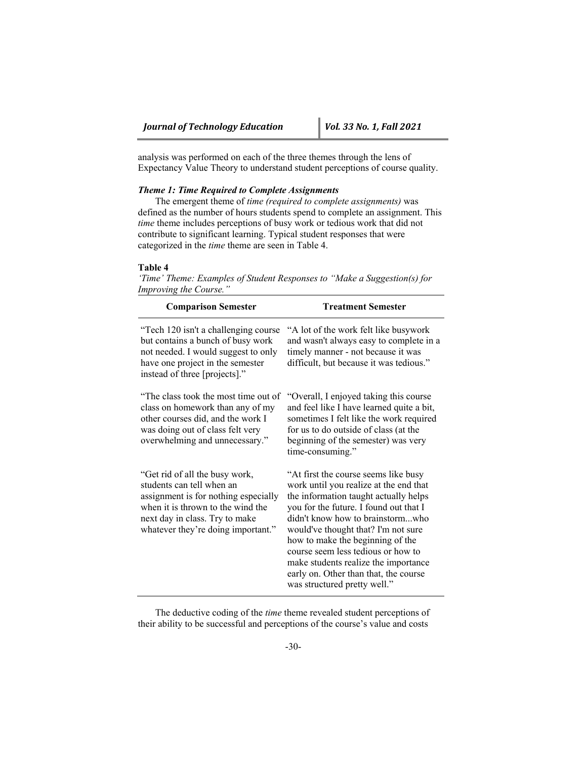analysis was performed on each of the three themes through the lens of Expectancy Value Theory to understand student perceptions of course quality.

### *Theme 1: Time Required to Complete Assignments*

The emergent theme of *time (required to complete assignments)* was defined as the number of hours students spend to complete an assignment. This *time* theme includes perceptions of busy work or tedious work that did not contribute to significant learning. Typical student responses that were categorized in the *time* theme are seen in Table 4.

**Table 4**

*'Time' Theme: Examples of Student Responses to "Make a Suggestion(s) for Improving the Course."*

| Comparison Semester | Treatment Semester |
|---|---|
| "Tech 120 isn't a challenging course but contains a bunch of busy work not needed. I would suggest to only have one project in the semester instead of three [projects]." | "A lot of the work felt like busywork and wasn't always easy to complete in a timely manner - not because it was difficult, but because it was tedious." |
| "The class took the most time out of class on homework than any of my other courses did, and the work I was doing out of class felt very overwhelming and unnecessary." | "Overall, I enjoyed taking this course and feel like I have learned quite a bit, sometimes I felt like the work required for us to do outside of class (at the beginning of the semester) was very time-consuming." |
| "Get rid of all the busy work, students can tell when an assignment is for nothing especially when it is thrown to the wind the next day in class. Try to make whatever they're doing important." | "At first the course seems like busy work until you realize at the end that the information taught actually helps you for the future. I found out that I didn't know how to brainstorm...who would've thought that? I'm not sure how to make the beginning of the course seem less tedious or how to make students realize the importance early on. Other than that, the course was structured pretty well." |

The deductive coding of the *time* theme revealed student perceptions of their ability to be successful and perceptions of the course's value and costs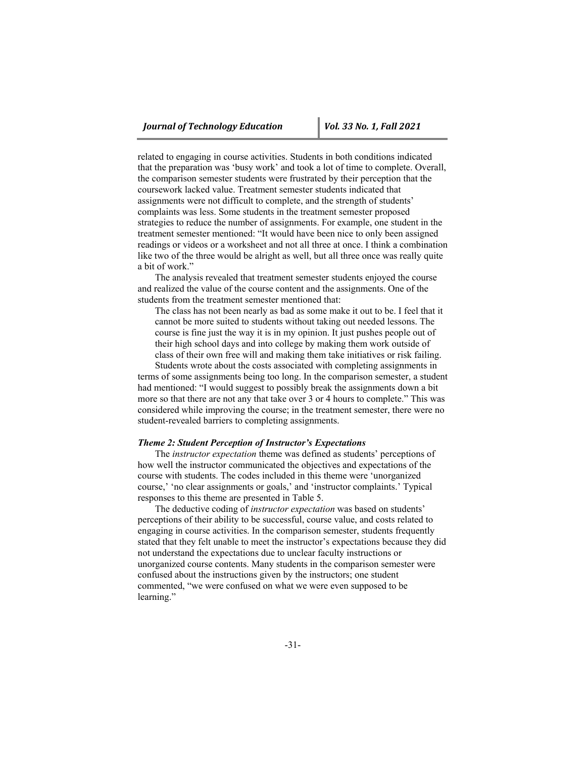related to engaging in course activities. Students in both conditions indicated that the preparation was 'busy work' and took a lot of time to complete. Overall, the comparison semester students were frustrated by their perception that the coursework lacked value. Treatment semester students indicated that assignments were not difficult to complete, and the strength of students' complaints was less. Some students in the treatment semester proposed strategies to reduce the number of assignments. For example, one student in the treatment semester mentioned: "It would have been nice to only been assigned readings or videos or a worksheet and not all three at once. I think a combination like two of the three would be alright as well, but all three once was really quite a bit of work."

The analysis revealed that treatment semester students enjoyed the course and realized the value of the course content and the assignments. One of the students from the treatment semester mentioned that:

> The class has not been nearly as bad as some make it out to be. I feel that it cannot be more suited to students without taking out needed lessons. The course is fine just the way it is in my opinion. It just pushes people out of their high school days and into college by making them work outside of class of their own free will and making them take initiatives or risk failing.

Students wrote about the costs associated with completing assignments in terms of some assignments being too long. In the comparison semester, a student had mentioned: "I would suggest to possibly break the assignments down a bit more so that there are not any that take over 3 or 4 hours to complete." This was considered while improving the course; in the treatment semester, there were no student-revealed barriers to completing assignments.

### *Theme 2: Student Perception of Instructor's Expectations*

The *instructor expectation* theme was defined as students' perceptions of how well the instructor communicated the objectives and expectations of the course with students. The codes included in this theme were 'unorganized course,' 'no clear assignments or goals,' and 'instructor complaints.' Typical responses to this theme are presented in Table 5.

The deductive coding of *instructor expectation* was based on students' perceptions of their ability to be successful, course value, and costs related to engaging in course activities. In the comparison semester, students frequently stated that they felt unable to meet the instructor's expectations because they did not understand the expectations due to unclear faculty instructions or unorganized course contents. Many students in the comparison semester were confused about the instructions given by the instructors; one student commented, "we were confused on what we were even supposed to be learning."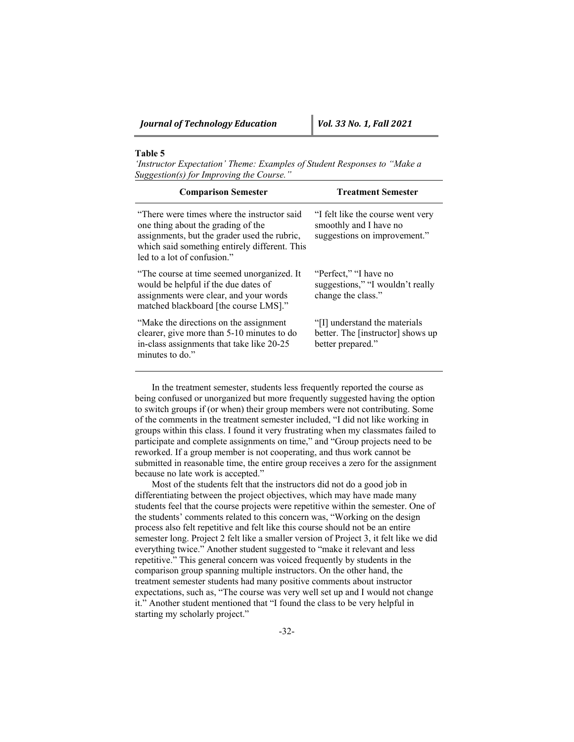**Table 5**

*'Instructor Expectation' Theme: Examples of Student Responses to "Make a Suggestion(s) for Improving the Course."*

| Comparison Semester | Treatment Semester |
|---|---|
| "There were times where the instructor said one thing about the grading of the assignments, but the grader used the rubric, which said something entirely different. This led to a lot of confusion." | "I felt like the course went very smoothly and I have no suggestions on improvement." |
| "The course at time seemed unorganized. It would be helpful if the due dates of assignments were clear, and your words matched blackboard [the course LMS]." | "Perfect," "I have no suggestions," "I wouldn't really change the class." |
| "Make the directions on the assignment clearer, give more than 5-10 minutes to do in-class assignments that take like 20-25 minutes to do." | "[I] understand the materials better. The [instructor] shows up better prepared." |

In the treatment semester, students less frequently reported the course as being confused or unorganized but more frequently suggested having the option to switch groups if (or when) their group members were not contributing. Some of the comments in the treatment semester included, "I did not like working in groups within this class. I found it very frustrating when my classmates failed to participate and complete assignments on time," and "Group projects need to be reworked. If a group member is not cooperating, and thus work cannot be submitted in reasonable time, the entire group receives a zero for the assignment because no late work is accepted."

Most of the students felt that the instructors did not do a good job in differentiating between the project objectives, which may have made many students feel that the course projects were repetitive within the semester. One of the students' comments related to this concern was, "Working on the design process also felt repetitive and felt like this course should not be an entire semester long. Project 2 felt like a smaller version of Project 3, it felt like we did everything twice." Another student suggested to "make it relevant and less repetitive." This general concern was voiced frequently by students in the comparison group spanning multiple instructors. On the other hand, the treatment semester students had many positive comments about instructor expectations, such as, "The course was very well set up and I would not change it." Another student mentioned that "I found the class to be very helpful in starting my scholarly project."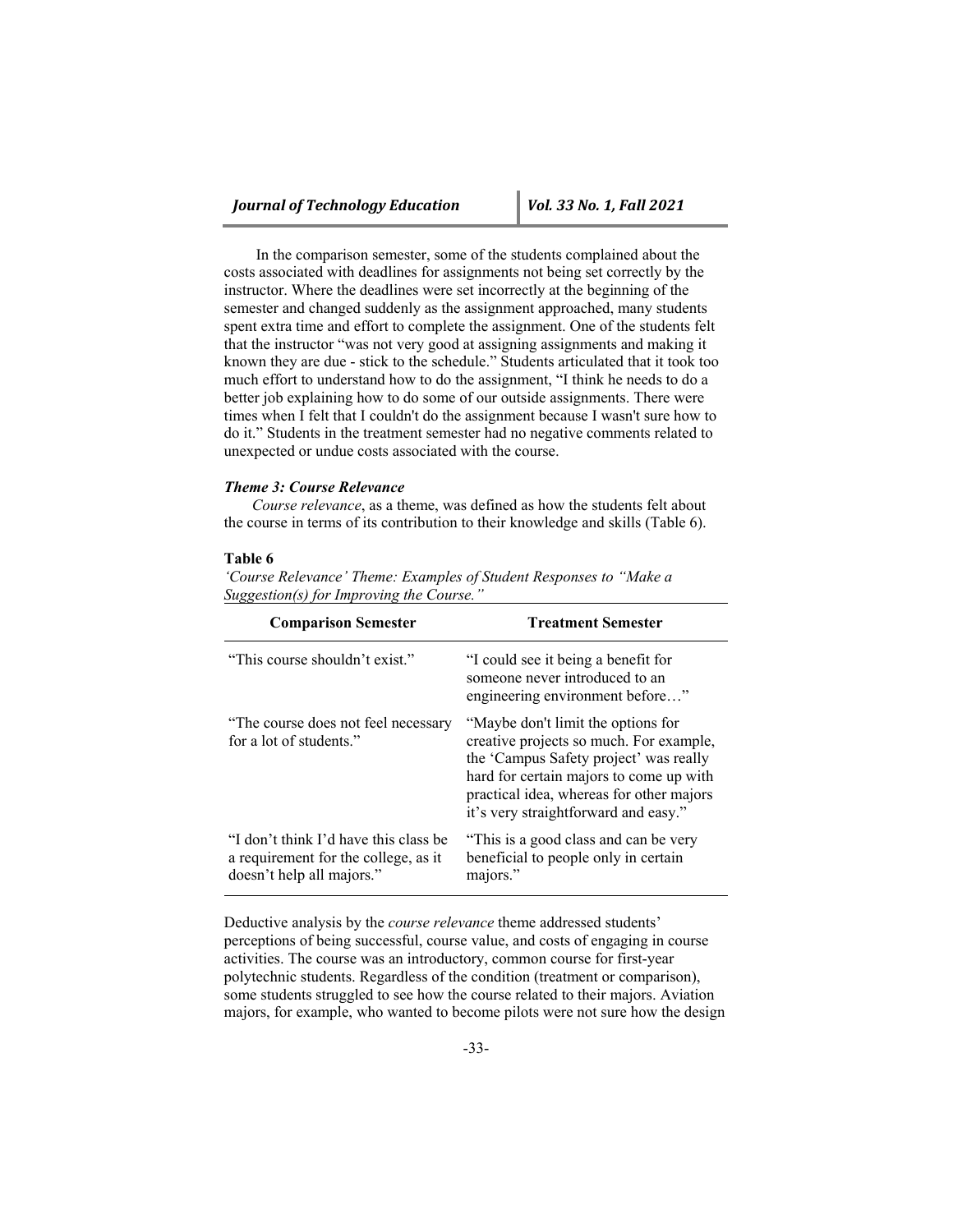In the comparison semester, some of the students complained about the costs associated with deadlines for assignments not being set correctly by the instructor. Where the deadlines were set incorrectly at the beginning of the semester and changed suddenly as the assignment approached, many students spent extra time and effort to complete the assignment. One of the students felt that the instructor "was not very good at assigning assignments and making it known they are due - stick to the schedule." Students articulated that it took too much effort to understand how to do the assignment, "I think he needs to do a better job explaining how to do some of our outside assignments. There were times when I felt that I couldn't do the assignment because I wasn't sure how to do it." Students in the treatment semester had no negative comments related to unexpected or undue costs associated with the course.

### *Theme 3: Course Relevance*

*Course relevance*, as a theme, was defined as how the students felt about the course in terms of its contribution to their knowledge and skills (Table 6).

**Table 6**

*'Course Relevance' Theme: Examples of Student Responses to "Make a Suggestion(s) for Improving the Course."*

| Comparison Semester | Treatment Semester |
|---|---|
| "This course shouldn't exist." | "I could see it being a benefit for someone never introduced to an engineering environment before…" |
| "The course does not feel necessary for a lot of students." | "Maybe don't limit the options for creative projects so much. For example, the 'Campus Safety project' was really hard for certain majors to come up with practical idea, whereas for other majors it's very straightforward and easy." |
| "I don't think I'd have this class be a requirement for the college, as it doesn't help all majors." | "This is a good class and can be very beneficial to people only in certain majors." |

Deductive analysis by the *course relevance* theme addressed students' perceptions of being successful, course value, and costs of engaging in course activities. The course was an introductory, common course for first-year polytechnic students. Regardless of the condition (treatment or comparison), some students struggled to see how the course related to their majors. Aviation majors, for example, who wanted to become pilots were not sure how the design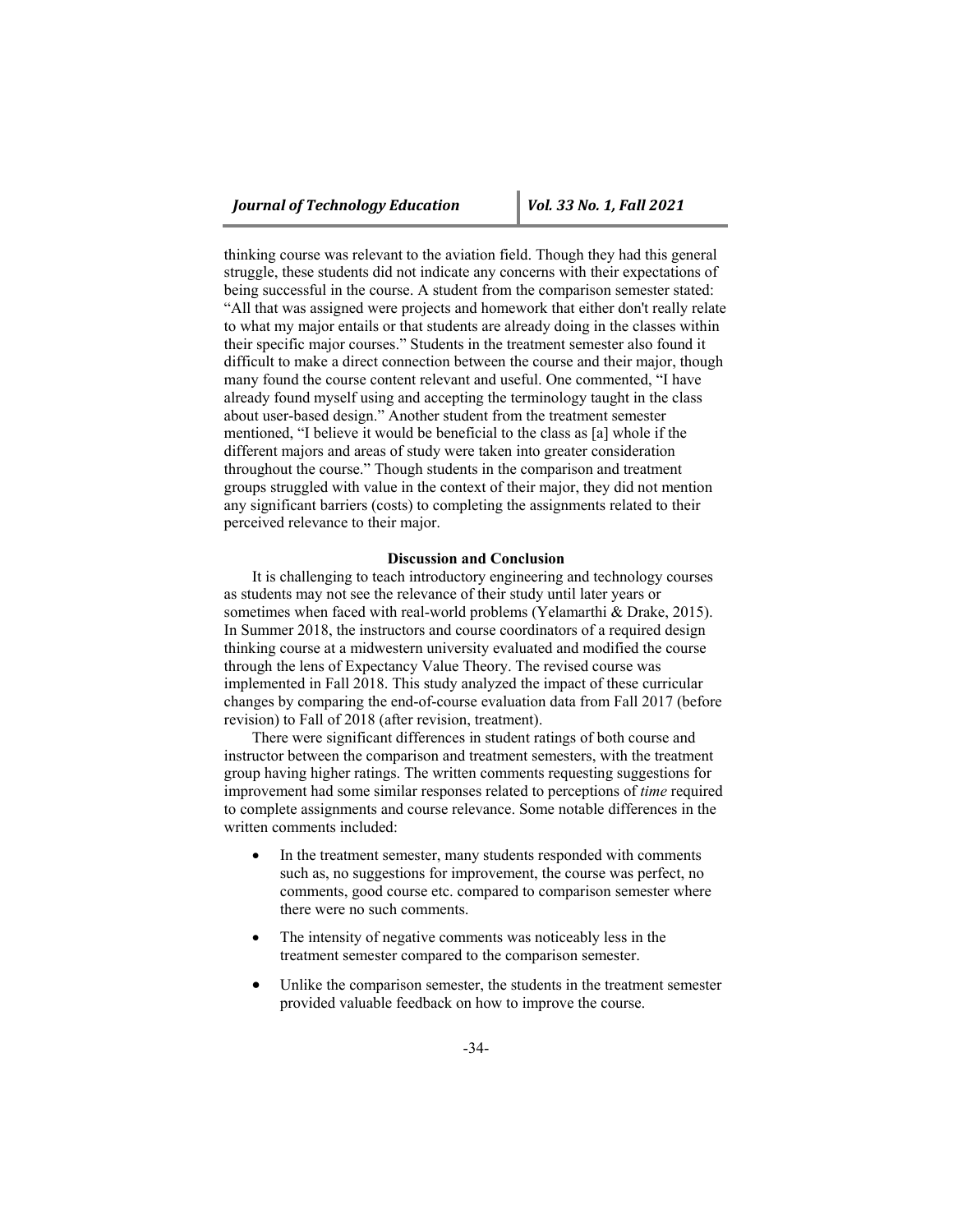thinking course was relevant to the aviation field. Though they had this general struggle, these students did not indicate any concerns with their expectations of being successful in the course. A student from the comparison semester stated: "All that was assigned were projects and homework that either don't really relate to what my major entails or that students are already doing in the classes within their specific major courses." Students in the treatment semester also found it difficult to make a direct connection between the course and their major, though many found the course content relevant and useful. One commented, "I have already found myself using and accepting the terminology taught in the class about user-based design." Another student from the treatment semester mentioned, "I believe it would be beneficial to the class as [a] whole if the different majors and areas of study were taken into greater consideration throughout the course." Though students in the comparison and treatment groups struggled with value in the context of their major, they did not mention any significant barriers (costs) to completing the assignments related to their perceived relevance to their major.

## Discussion and Conclusion

It is challenging to teach introductory engineering and technology courses as students may not see the relevance of their study until later years or sometimes when faced with real-world problems (Yelamarthi & Drake, 2015). In Summer 2018, the instructors and course coordinators of a required design thinking course at a midwestern university evaluated and modified the course through the lens of Expectancy Value Theory. The revised course was implemented in Fall 2018. This study analyzed the impact of these curricular changes by comparing the end-of-course evaluation data from Fall 2017 (before revision) to Fall of 2018 (after revision, treatment).

There were significant differences in student ratings of both course and instructor between the comparison and treatment semesters, with the treatment group having higher ratings. The written comments requesting suggestions for improvement had some similar responses related to perceptions of *time* required to complete assignments and course relevance. Some notable differences in the written comments included:

- In the treatment semester, many students responded with comments such as, no suggestions for improvement, the course was perfect, no comments, good course etc. compared to comparison semester where there were no such comments.
- The intensity of negative comments was noticeably less in the treatment semester compared to the comparison semester.
- Unlike the comparison semester, the students in the treatment semester provided valuable feedback on how to improve the course.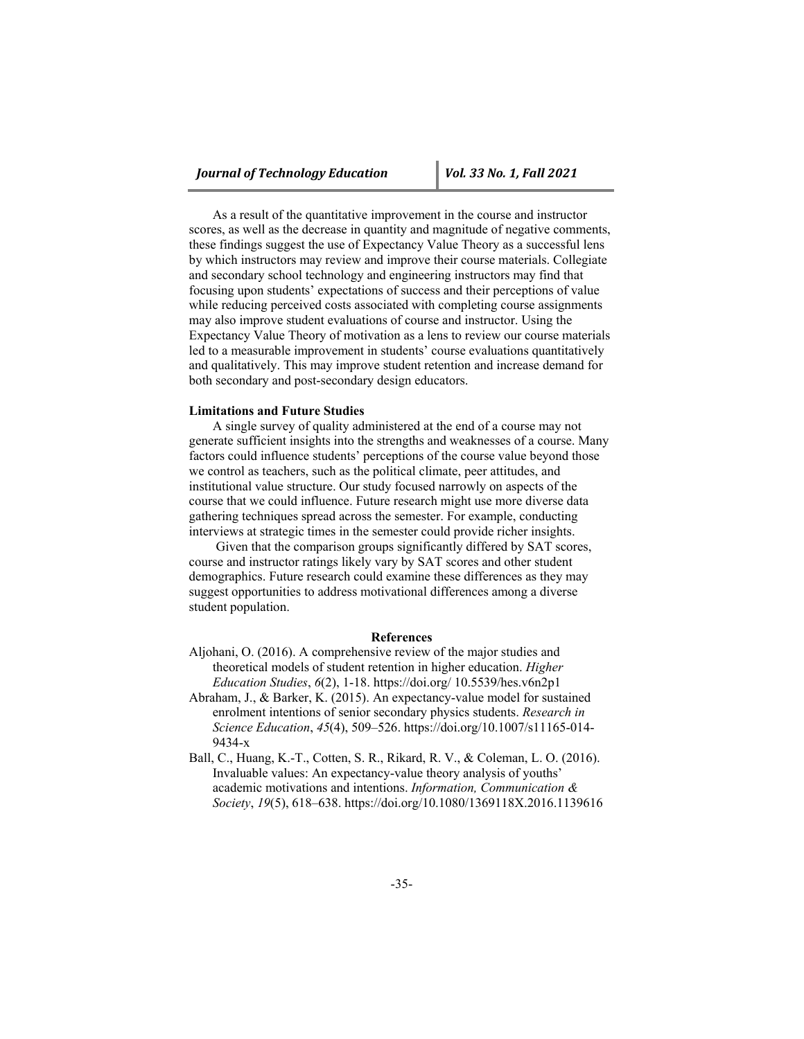As a result of the quantitative improvement in the course and instructor scores, as well as the decrease in quantity and magnitude of negative comments, these findings suggest the use of Expectancy Value Theory as a successful lens by which instructors may review and improve their course materials. Collegiate and secondary school technology and engineering instructors may find that focusing upon students' expectations of success and their perceptions of value while reducing perceived costs associated with completing course assignments may also improve student evaluations of course and instructor. Using the Expectancy Value Theory of motivation as a lens to review our course materials led to a measurable improvement in students' course evaluations quantitatively and qualitatively. This may improve student retention and increase demand for both secondary and post-secondary design educators.

### Limitations and Future Studies

A single survey of quality administered at the end of a course may not generate sufficient insights into the strengths and weaknesses of a course. Many factors could influence students' perceptions of the course value beyond those we control as teachers, such as the political climate, peer attitudes, and institutional value structure. Our study focused narrowly on aspects of the course that we could influence. Future research might use more diverse data gathering techniques spread across the semester. For example, conducting interviews at strategic times in the semester could provide richer insights.

Given that the comparison groups significantly differed by SAT scores, course and instructor ratings likely vary by SAT scores and other student demographics. Future research could examine these differences as they may suggest opportunities to address motivational differences among a diverse student population.

## References

Aljohani, O. (2016). A comprehensive review of the major studies and theoretical models of student retention in higher education. *Higher Education Studies*, *6*(2), 1-18. https://doi.org/ 10.5539/hes.v6n2p1

Abraham, J., & Barker, K. (2015). An expectancy-value model for sustained enrolment intentions of senior secondary physics students. *Research in Science Education*, *45*(4), 509–526. https://doi.org/10.1007/s11165-014-9434-x

Ball, C., Huang, K.-T., Cotten, S. R., Rikard, R. V., & Coleman, L. O. (2016). Invaluable values: An expectancy-value theory analysis of youths' academic motivations and intentions. *Information, Communication & Society*, *19*(5), 618–638. https://doi.org/10.1080/1369118X.2016.1139616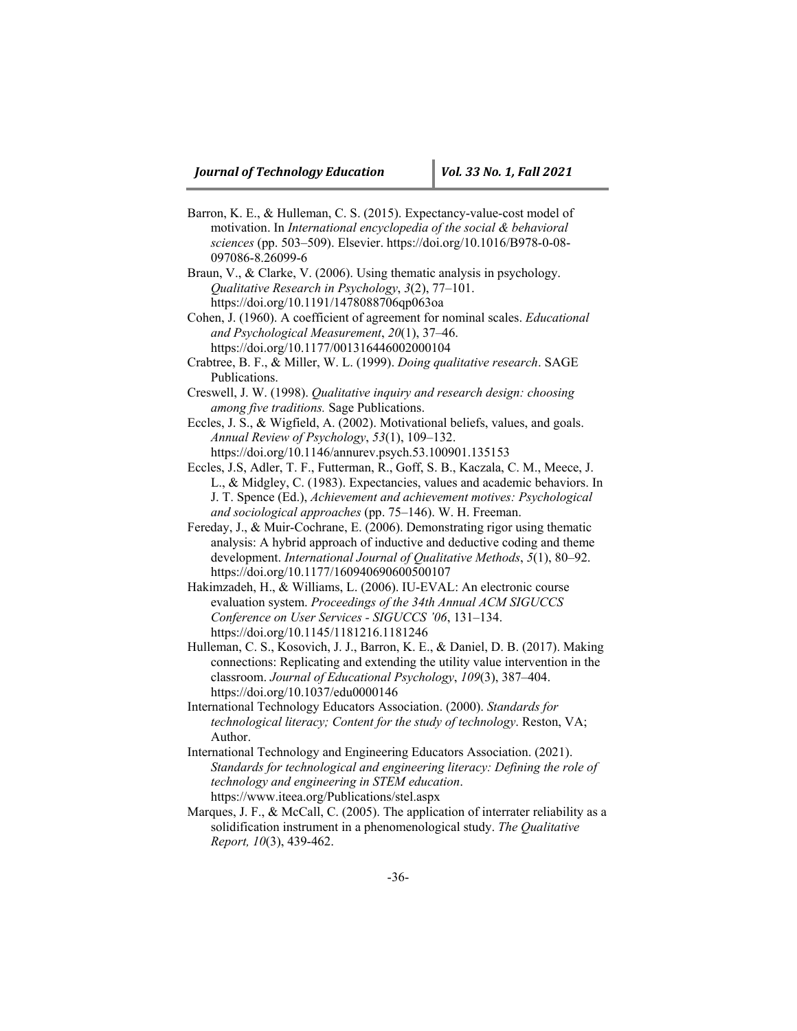Barron, K. E., & Hulleman, C. S. (2015). Expectancy-value-cost model of motivation. In *International encyclopedia of the social & behavioral sciences* (pp. 503–509). Elsevier. https://doi.org/10.1016/B978-0-08-097086-8.26099-6

Braun, V., & Clarke, V. (2006). Using thematic analysis in psychology. *Qualitative Research in Psychology*, *3*(2), 77–101. https://doi.org/10.1191/1478088706qp063oa

Cohen, J. (1960). A coefficient of agreement for nominal scales. *Educational and Psychological Measurement*, *20*(1), 37–46. https://doi.org/10.1177/001316446002000104

Crabtree, B. F., & Miller, W. L. (1999). *Doing qualitative research*. SAGE Publications.

Creswell, J. W. (1998). *Qualitative inquiry and research design: choosing among five traditions.* Sage Publications.

Eccles, J. S., & Wigfield, A. (2002). Motivational beliefs, values, and goals. *Annual Review of Psychology*, *53*(1), 109–132. https://doi.org/10.1146/annurev.psych.53.100901.135153

Eccles, J.S, Adler, T. F., Futterman, R., Goff, S. B., Kaczala, C. M., Meece, J. L., & Midgley, C. (1983). Expectancies, values and academic behaviors. In J. T. Spence (Ed.), *Achievement and achievement motives: Psychological and sociological approaches* (pp. 75–146). W. H. Freeman.

Fereday, J., & Muir-Cochrane, E. (2006). Demonstrating rigor using thematic analysis: A hybrid approach of inductive and deductive coding and theme development. *International Journal of Qualitative Methods*, *5*(1), 80–92. https://doi.org/10.1177/160940690600500107

Hakimzadeh, H., & Williams, L. (2006). IU-EVAL: An electronic course evaluation system. *Proceedings of the 34th Annual ACM SIGUCCS Conference on User Services - SIGUCCS '06*, 131–134. https://doi.org/10.1145/1181216.1181246

Hulleman, C. S., Kosovich, J. J., Barron, K. E., & Daniel, D. B. (2017). Making connections: Replicating and extending the utility value intervention in the classroom. *Journal of Educational Psychology*, *109*(3), 387–404. https://doi.org/10.1037/edu0000146

International Technology Educators Association. (2000). *Standards for technological literacy; Content for the study of technology*. Reston, VA; Author.

International Technology and Engineering Educators Association. (2021). *Standards for technological and engineering literacy: Defining the role of technology and engineering in STEM education*. https://www.iteea.org/Publications/stel.aspx

Marques, J. F., & McCall, C. (2005). The application of interrater reliability as a solidification instrument in a phenomenological study. *The Qualitative Report, 10*(3), 439-462.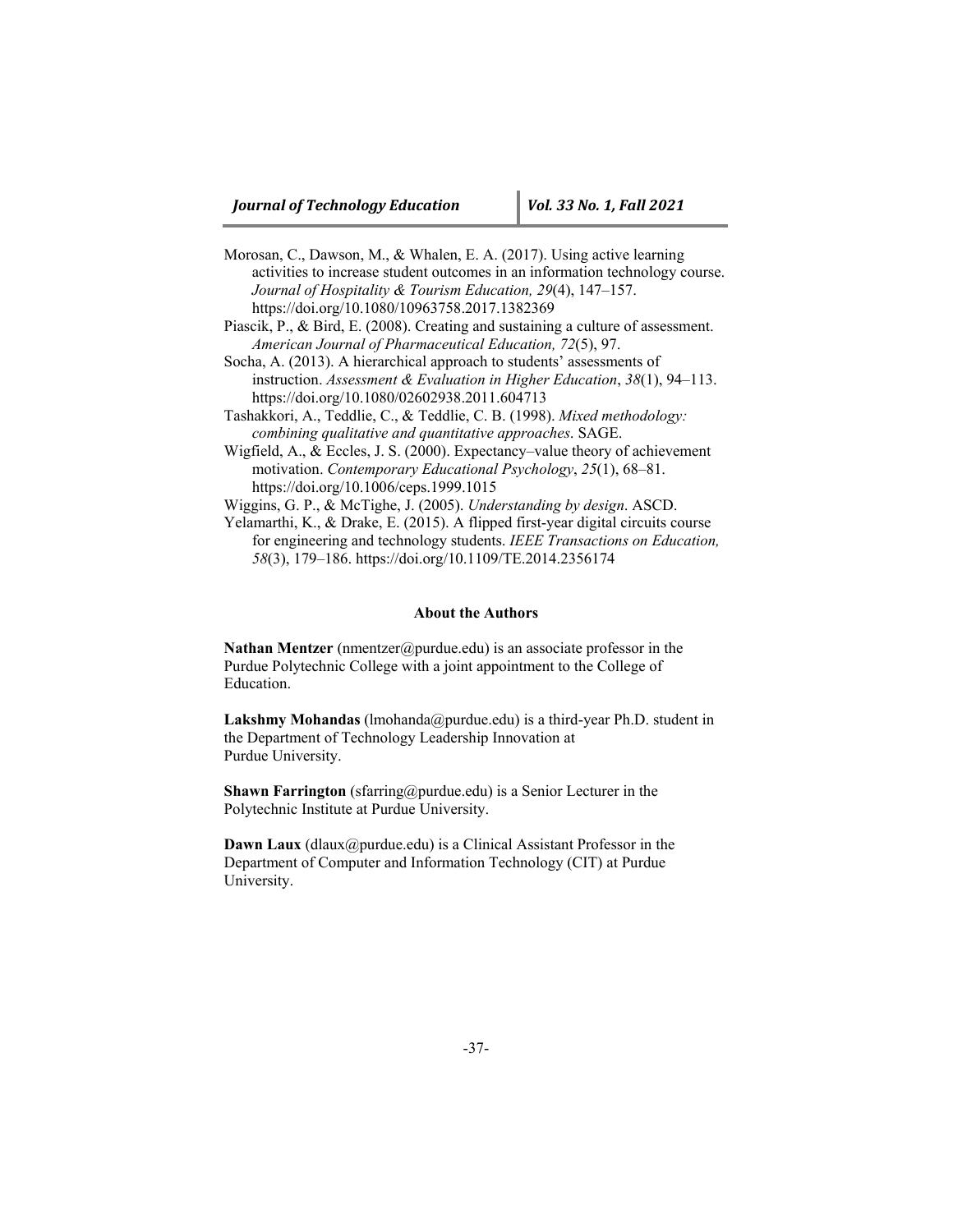Morosan, C., Dawson, M., & Whalen, E. A. (2017). Using active learning activities to increase student outcomes in an information technology course. *Journal of Hospitality & Tourism Education, 29*(4), 147–157. https://doi.org/10.1080/10963758.2017.1382369

Piascik, P., & Bird, E. (2008). Creating and sustaining a culture of assessment. *American Journal of Pharmaceutical Education, 72*(5), 97.

Socha, A. (2013). A hierarchical approach to students' assessments of instruction. *Assessment & Evaluation in Higher Education*, *38*(1), 94–113. https://doi.org/10.1080/02602938.2011.604713

Tashakkori, A., Teddlie, C., & Teddlie, C. B. (1998). *Mixed methodology: combining qualitative and quantitative approaches*. SAGE.

Wigfield, A., & Eccles, J. S. (2000). Expectancy–value theory of achievement motivation. *Contemporary Educational Psychology*, *25*(1), 68–81. https://doi.org/10.1006/ceps.1999.1015

Wiggins, G. P., & McTighe, J. (2005). *Understanding by design*. ASCD.

Yelamarthi, K., & Drake, E. (2015). A flipped first-year digital circuits course for engineering and technology students. *IEEE Transactions on Education, 58*(3), 179–186. https://doi.org/10.1109/TE.2014.2356174

## About the Authors

**Nathan Mentzer** (nmentzer@purdue.edu) is an associate professor in the Purdue Polytechnic College with a joint appointment to the College of Education.

**Lakshmy Mohandas** (lmohanda@purdue.edu) is a third-year Ph.D. student in the Department of Technology Leadership Innovation at Purdue University.

**Shawn Farrington** (sfarring@purdue.edu) is a Senior Lecturer in the Polytechnic Institute at Purdue University.

**Dawn Laux** (dlaux@purdue.edu) is a Clinical Assistant Professor in the Department of Computer and Information Technology (CIT) at Purdue University.